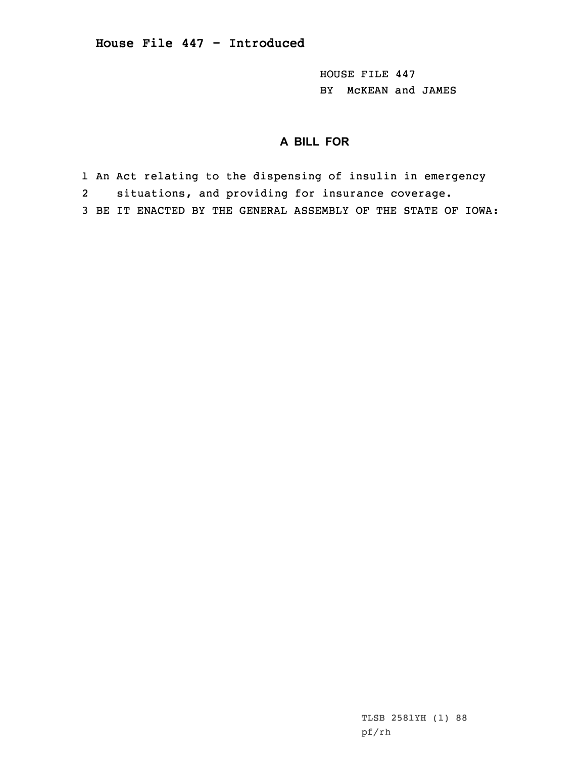# House File 447 - Introduced

HOUSE FILE 447
BY McKEAN and JAMES

## A BILL FOR

1 An Act relating to the dispensing of insulin in emergency
2 situations, and providing for insurance coverage.
3 BE IT ENACTED BY THE GENERAL ASSEMBLY OF THE STATE OF IOWA:

TLSB 2581YH (1) 88
pf/rh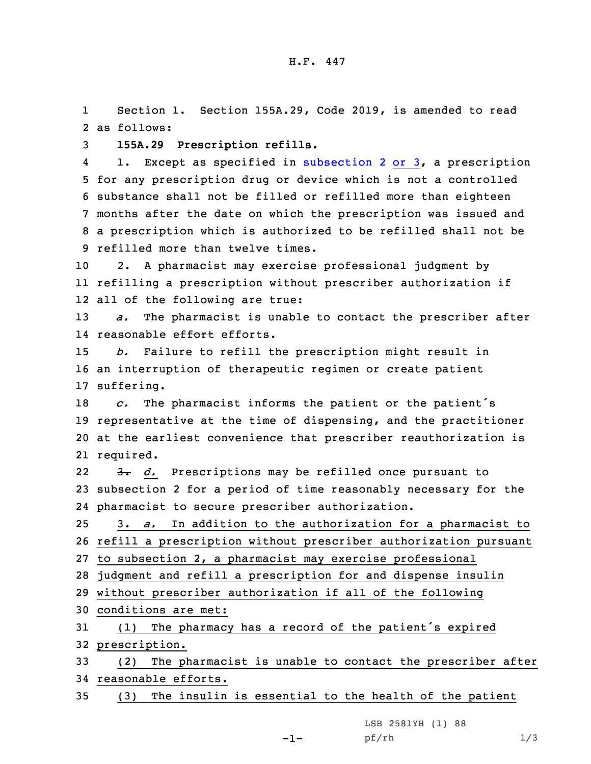H.F. 447

Section 1. Section 155A.29, Code 2019, is amended to read as follows:

**155A.29 Prescription refills.**

1. Except as specified in subsection 2 or 3, a prescription for any prescription drug or device which is not a controlled substance shall not be filled or refilled more than eighteen months after the date on which the prescription was issued and a prescription which is authorized to be refilled shall not be refilled more than twelve times.

2. A pharmacist may exercise professional judgment by refilling a prescription without prescriber authorization if all of the following are true:

*a.* The pharmacist is unable to contact the prescriber after reasonable ~~effort~~ efforts.

*b.* Failure to refill the prescription might result in an interruption of therapeutic regimen or create patient suffering.

*c.* The pharmacist informs the patient or the patient's representative at the time of dispensing, and the practitioner at the earliest convenience that prescriber reauthorization is required.

~~3.~~ *d.* Prescriptions may be refilled once pursuant to subsection 2 for a period of time reasonably necessary for the pharmacist to secure prescriber authorization.

3. *a.* In addition to the authorization for a pharmacist to refill a prescription without prescriber authorization pursuant to subsection 2, a pharmacist may exercise professional judgment and refill a prescription for and dispense insulin without prescriber authorization if all of the following conditions are met:

(1) The pharmacy has a record of the patient's expired prescription.

(2) The pharmacist is unable to contact the prescriber after reasonable efforts.

(3) The insulin is essential to the health of the patient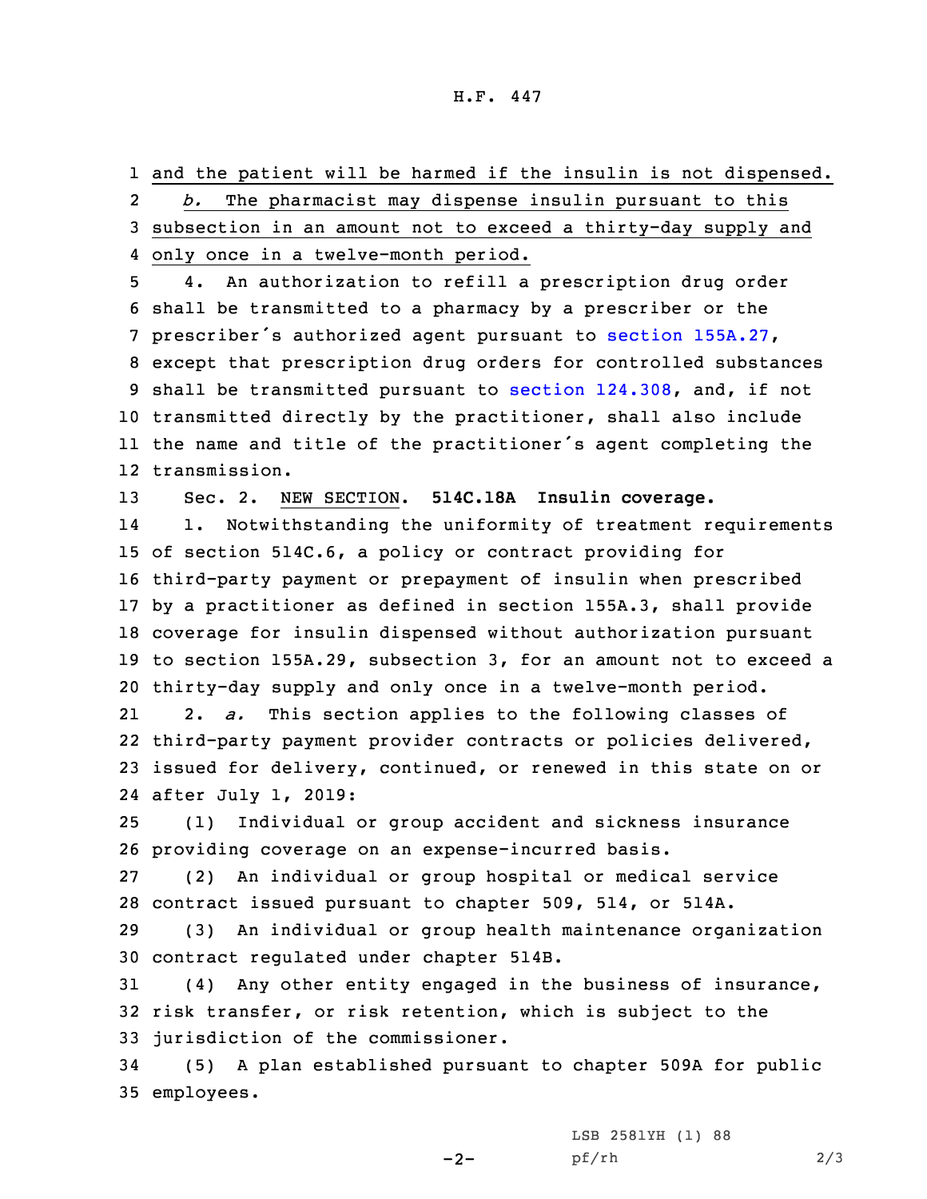and the patient will be harmed if the insulin is not dispensed.

*b.* The pharmacist may dispense insulin pursuant to this subsection in an amount not to exceed a thirty-day supply and only once in a twelve-month period.

4. An authorization to refill a prescription drug order shall be transmitted to a pharmacy by a prescriber or the prescriber's authorized agent pursuant to section 155A.27, except that prescription drug orders for controlled substances shall be transmitted pursuant to section 124.308, and, if not transmitted directly by the practitioner, shall also include the name and title of the practitioner's agent completing the transmission.

Sec. 2. NEW SECTION. **514C.18A Insulin coverage.**

1. Notwithstanding the uniformity of treatment requirements of section 514C.6, a policy or contract providing for third-party payment or prepayment of insulin when prescribed by a practitioner as defined in section 155A.3, shall provide coverage for insulin dispensed without authorization pursuant to section 155A.29, subsection 3, for an amount not to exceed a thirty-day supply and only once in a twelve-month period.

2. *a.* This section applies to the following classes of third-party payment provider contracts or policies delivered, issued for delivery, continued, or renewed in this state on or after July 1, 2019:

(1) Individual or group accident and sickness insurance providing coverage on an expense-incurred basis.

(2) An individual or group hospital or medical service contract issued pursuant to chapter 509, 514, or 514A.

(3) An individual or group health maintenance organization contract regulated under chapter 514B.

(4) Any other entity engaged in the business of insurance, risk transfer, or risk retention, which is subject to the jurisdiction of the commissioner.

(5) A plan established pursuant to chapter 509A for public employees.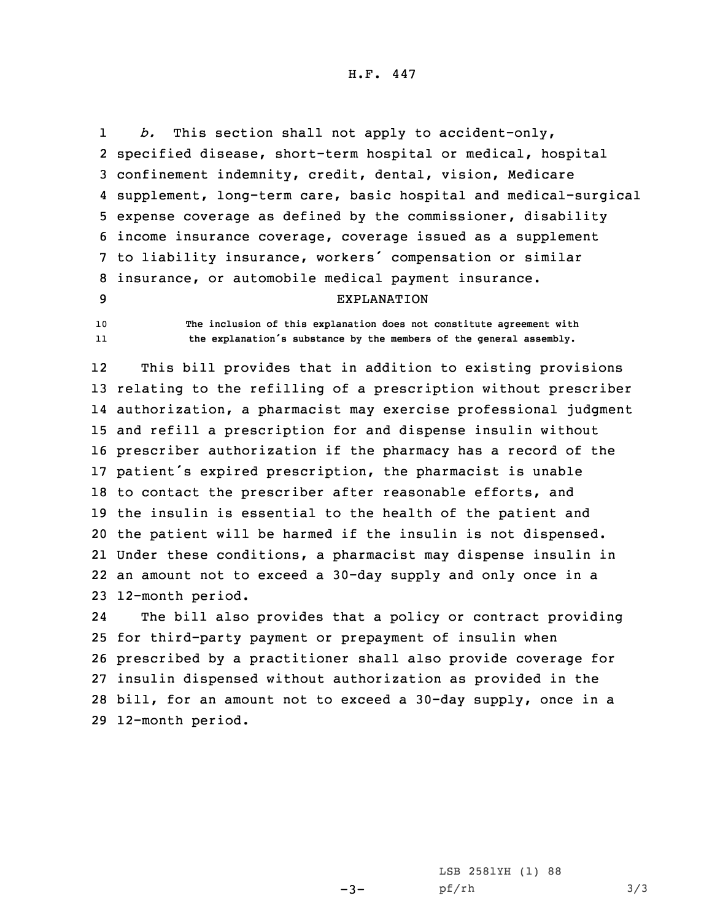*b.* This section shall not apply to accident-only, specified disease, short-term hospital or medical, hospital confinement indemnity, credit, dental, vision, Medicare supplement, long-term care, basic hospital and medical-surgical expense coverage as defined by the commissioner, disability income insurance coverage, coverage issued as a supplement to liability insurance, workers' compensation or similar insurance, or automobile medical payment insurance.

EXPLANATION

The inclusion of this explanation does not constitute agreement with the explanation's substance by the members of the general assembly.

This bill provides that in addition to existing provisions relating to the refilling of a prescription without prescriber authorization, a pharmacist may exercise professional judgment and refill a prescription for and dispense insulin without prescriber authorization if the pharmacy has a record of the patient's expired prescription, the pharmacist is unable to contact the prescriber after reasonable efforts, and the insulin is essential to the health of the patient and the patient will be harmed if the insulin is not dispensed. Under these conditions, a pharmacist may dispense insulin in an amount not to exceed a 30-day supply and only once in a 12-month period.

The bill also provides that a policy or contract providing for third-party payment or prepayment of insulin when prescribed by a practitioner shall also provide coverage for insulin dispensed without authorization as provided in the bill, for an amount not to exceed a 30-day supply, once in a 12-month period.

LSB 2581YH (1) 88
pf/rh